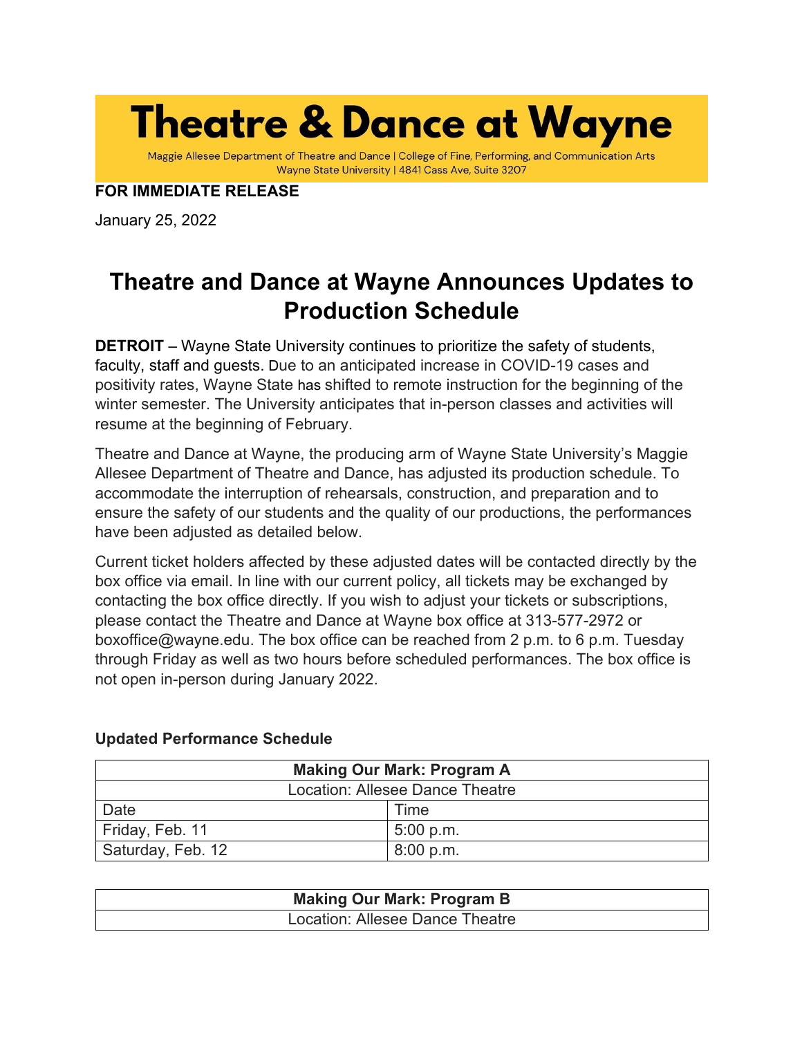# Theatre & Dance at Wayne

Maggie Allesee Department of Theatre and Dance | College of Fine, Performing, and Communication Arts
Wayne State University | 4841 Cass Ave, Suite 3207

**FOR IMMEDIATE RELEASE**

January 25, 2022

## Theatre and Dance at Wayne Announces Updates to Production Schedule

**DETROIT** – Wayne State University continues to prioritize the safety of students, faculty, staff and guests. Due to an anticipated increase in COVID-19 cases and positivity rates, Wayne State has shifted to remote instruction for the beginning of the winter semester. The University anticipates that in-person classes and activities will resume at the beginning of February.

Theatre and Dance at Wayne, the producing arm of Wayne State University's Maggie Allesee Department of Theatre and Dance, has adjusted its production schedule. To accommodate the interruption of rehearsals, construction, and preparation and to ensure the safety of our students and the quality of our productions, the performances have been adjusted as detailed below.

Current ticket holders affected by these adjusted dates will be contacted directly by the box office via email. In line with our current policy, all tickets may be exchanged by contacting the box office directly. If you wish to adjust your tickets or subscriptions, please contact the Theatre and Dance at Wayne box office at 313-577-2972 or boxoffice@wayne.edu. The box office can be reached from 2 p.m. to 6 p.m. Tuesday through Friday as well as two hours before scheduled performances. The box office is not open in-person during January 2022.

**Updated Performance Schedule**

| **Making Our Mark: Program A** | |
|---|---|
| Location: Allesee Dance Theatre | |
| Date | Time |
| Friday, Feb. 11 | 5:00 p.m. |
| Saturday, Feb. 12 | 8:00 p.m. |

| **Making Our Mark: Program B** | |
|---|---|
| Location: Allesee Dance Theatre | |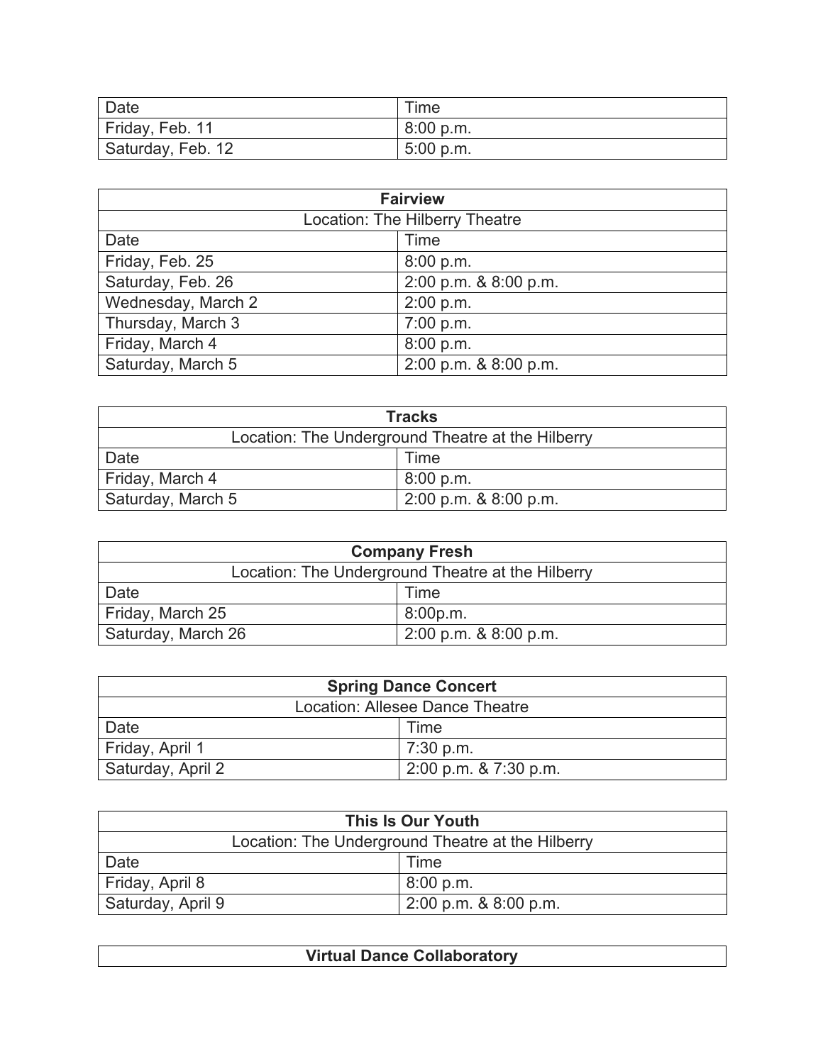| Date | Time |
| --- | --- |
| Friday, Feb. 11 | 8:00 p.m. |
| Saturday, Feb. 12 | 5:00 p.m. |

| **Fairview** | |
| --- | --- |
| Location: The Hilberry Theatre | |
| Date | Time |
| Friday, Feb. 25 | 8:00 p.m. |
| Saturday, Feb. 26 | 2:00 p.m. & 8:00 p.m. |
| Wednesday, March 2 | 2:00 p.m. |
| Thursday, March 3 | 7:00 p.m. |
| Friday, March 4 | 8:00 p.m. |
| Saturday, March 5 | 2:00 p.m. & 8:00 p.m. |

| **Tracks** | |
| --- | --- |
| Location: The Underground Theatre at the Hilberry | |
| Date | Time |
| Friday, March 4 | 8:00 p.m. |
| Saturday, March 5 | 2:00 p.m. & 8:00 p.m. |

| **Company Fresh** | |
| --- | --- |
| Location: The Underground Theatre at the Hilberry | |
| Date | Time |
| Friday, March 25 | 8:00p.m. |
| Saturday, March 26 | 2:00 p.m. & 8:00 p.m. |

| **Spring Dance Concert** | |
| --- | --- |
| Location: Allesee Dance Theatre | |
| Date | Time |
| Friday, April 1 | 7:30 p.m. |
| Saturday, April 2 | 2:00 p.m. & 7:30 p.m. |

| **This Is Our Youth** | |
| --- | --- |
| Location: The Underground Theatre at the Hilberry | |
| Date | Time |
| Friday, April 8 | 8:00 p.m. |
| Saturday, April 9 | 2:00 p.m. & 8:00 p.m. |

| **Virtual Dance Collaboratory** |
| --- |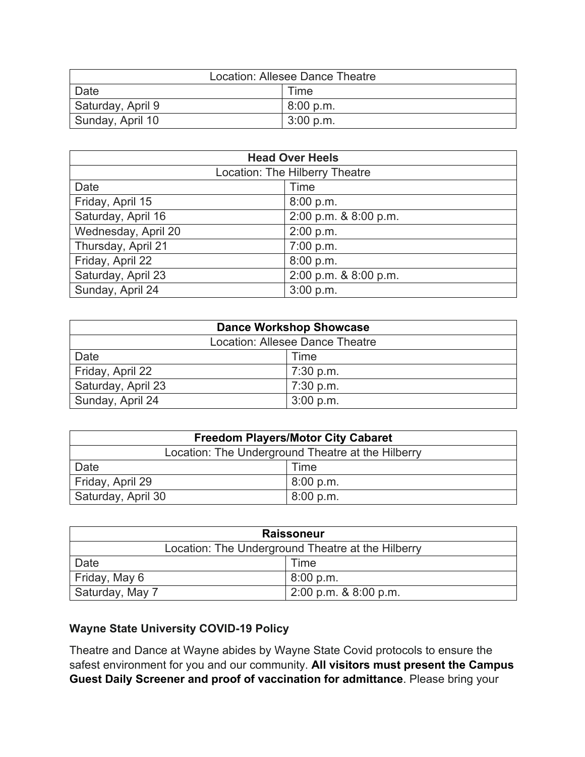| Location: Allesee Dance Theatre | |
|---|---|
| Date | Time |
| Saturday, April 9 | 8:00 p.m. |
| Sunday, April 10 | 3:00 p.m. |

| **Head Over Heels** | |
|---|---|
| Location: The Hilberry Theatre | |
| Date | Time |
| Friday, April 15 | 8:00 p.m. |
| Saturday, April 16 | 2:00 p.m. & 8:00 p.m. |
| Wednesday, April 20 | 2:00 p.m. |
| Thursday, April 21 | 7:00 p.m. |
| Friday, April 22 | 8:00 p.m. |
| Saturday, April 23 | 2:00 p.m. & 8:00 p.m. |
| Sunday, April 24 | 3:00 p.m. |

| **Dance Workshop Showcase** | |
|---|---|
| Location: Allesee Dance Theatre | |
| Date | Time |
| Friday, April 22 | 7:30 p.m. |
| Saturday, April 23 | 7:30 p.m. |
| Sunday, April 24 | 3:00 p.m. |

| **Freedom Players/Motor City Cabaret** | |
|---|---|
| Location: The Underground Theatre at the Hilberry | |
| Date | Time |
| Friday, April 29 | 8:00 p.m. |
| Saturday, April 30 | 8:00 p.m. |

| **Raissoneur** | |
|---|---|
| Location: The Underground Theatre at the Hilberry | |
| Date | Time |
| Friday, May 6 | 8:00 p.m. |
| Saturday, May 7 | 2:00 p.m. & 8:00 p.m. |

**Wayne State University COVID-19 Policy**

Theatre and Dance at Wayne abides by Wayne State Covid protocols to ensure the safest environment for you and our community. **All visitors must present the Campus Guest Daily Screener and proof of vaccination for admittance**. Please bring your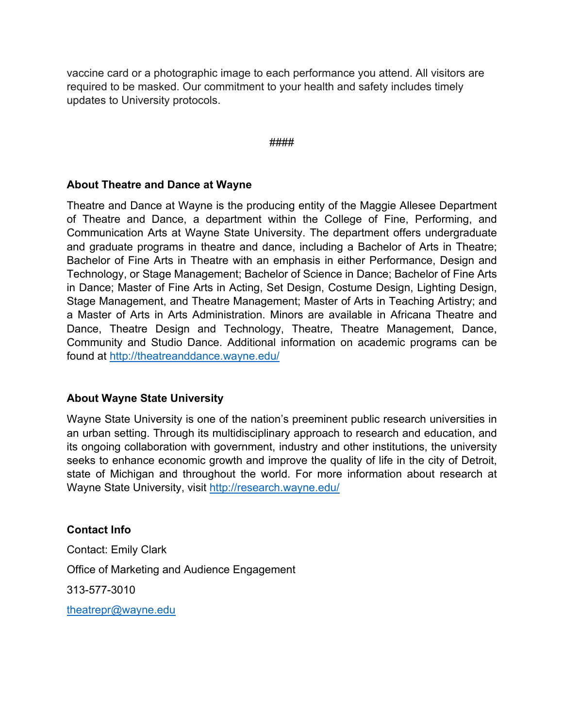vaccine card or a photographic image to each performance you attend. All visitors are required to be masked. Our commitment to your health and safety includes timely updates to University protocols.

####

**About Theatre and Dance at Wayne**

Theatre and Dance at Wayne is the producing entity of the Maggie Allesee Department of Theatre and Dance, a department within the College of Fine, Performing, and Communication Arts at Wayne State University. The department offers undergraduate and graduate programs in theatre and dance, including a Bachelor of Arts in Theatre; Bachelor of Fine Arts in Theatre with an emphasis in either Performance, Design and Technology, or Stage Management; Bachelor of Science in Dance; Bachelor of Fine Arts in Dance; Master of Fine Arts in Acting, Set Design, Costume Design, Lighting Design, Stage Management, and Theatre Management; Master of Arts in Teaching Artistry; and a Master of Arts in Arts Administration. Minors are available in Africana Theatre and Dance, Theatre Design and Technology, Theatre, Theatre Management, Dance, Community and Studio Dance. Additional information on academic programs can be found at [http://theatreanddance.wayne.edu/](http://theatreanddance.wayne.edu/)

**About Wayne State University**

Wayne State University is one of the nation's preeminent public research universities in an urban setting. Through its multidisciplinary approach to research and education, and its ongoing collaboration with government, industry and other institutions, the university seeks to enhance economic growth and improve the quality of life in the city of Detroit, state of Michigan and throughout the world. For more information about research at Wayne State University, visit [http://research.wayne.edu/](http://research.wayne.edu/)

**Contact Info**

Contact: Emily Clark

Office of Marketing and Audience Engagement

313-577-3010

[theatrepr@wayne.edu](mailto:theatrepr@wayne.edu)